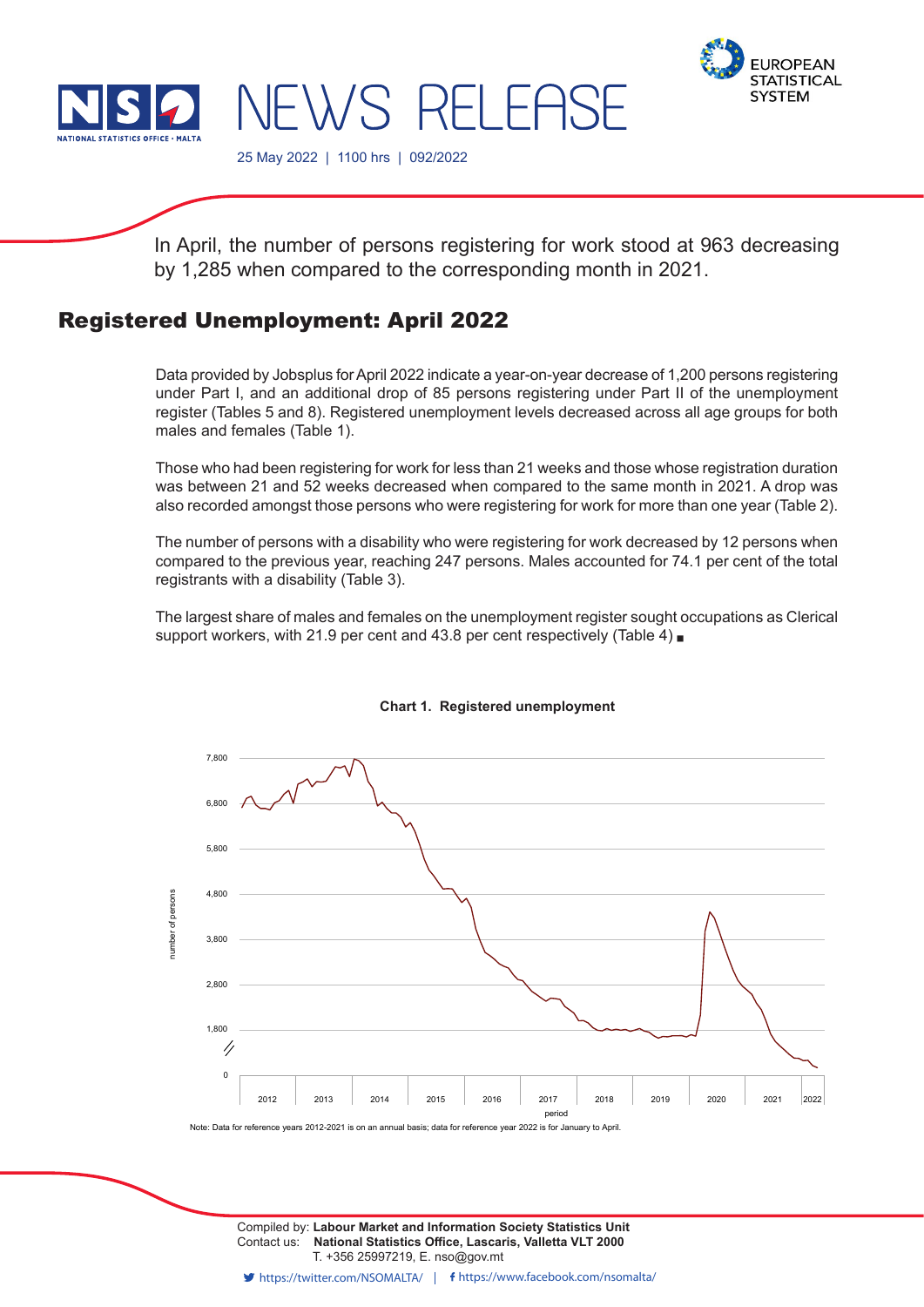NEWS RELEASE

25 May 2022 | 1100 hrs | 092/2022

In April, the number of persons registering for work stood at 963 decreasing by 1,285 when compared to the corresponding month in 2021.

## Registered Unemployment: April 2022

Data provided by Jobsplus for April 2022 indicate a year-on-year decrease of 1,200 persons registering under Part I, and an additional drop of 85 persons registering under Part II of the unemployment register (Tables 5 and 8). Registered unemployment levels decreased across all age groups for both males and females (Table 1).

Those who had been registering for work for less than 21 weeks and those whose registration duration was between 21 and 52 weeks decreased when compared to the same month in 2021. A drop was also recorded amongst those persons who were registering for work for more than one year (Table 2).

The number of persons with a disability who were registering for work decreased by 12 persons when compared to the previous year, reaching 247 persons. Males accounted for 74.1 per cent of the total registrants with a disability (Table 3).

The largest share of males and females on the unemployment register sought occupations as Clerical support workers, with 21.9 per cent and 43.8 per cent respectively (Table 4) ■

**Chart 1. Registered unemployment**

Note: Data for reference years 2012-2021 is on an annual basis; data for reference year 2022 is for January to April.

Compiled by: **Labour Market and Information Society Statistics Unit**
Contact us: **National Statistics Office, Lascaris, Valletta VLT 2000**
T. +356 25997219, E. nso@gov.mt

https://twitter.com/NSOMALTA/ | https://www.facebook.com/nsomalta/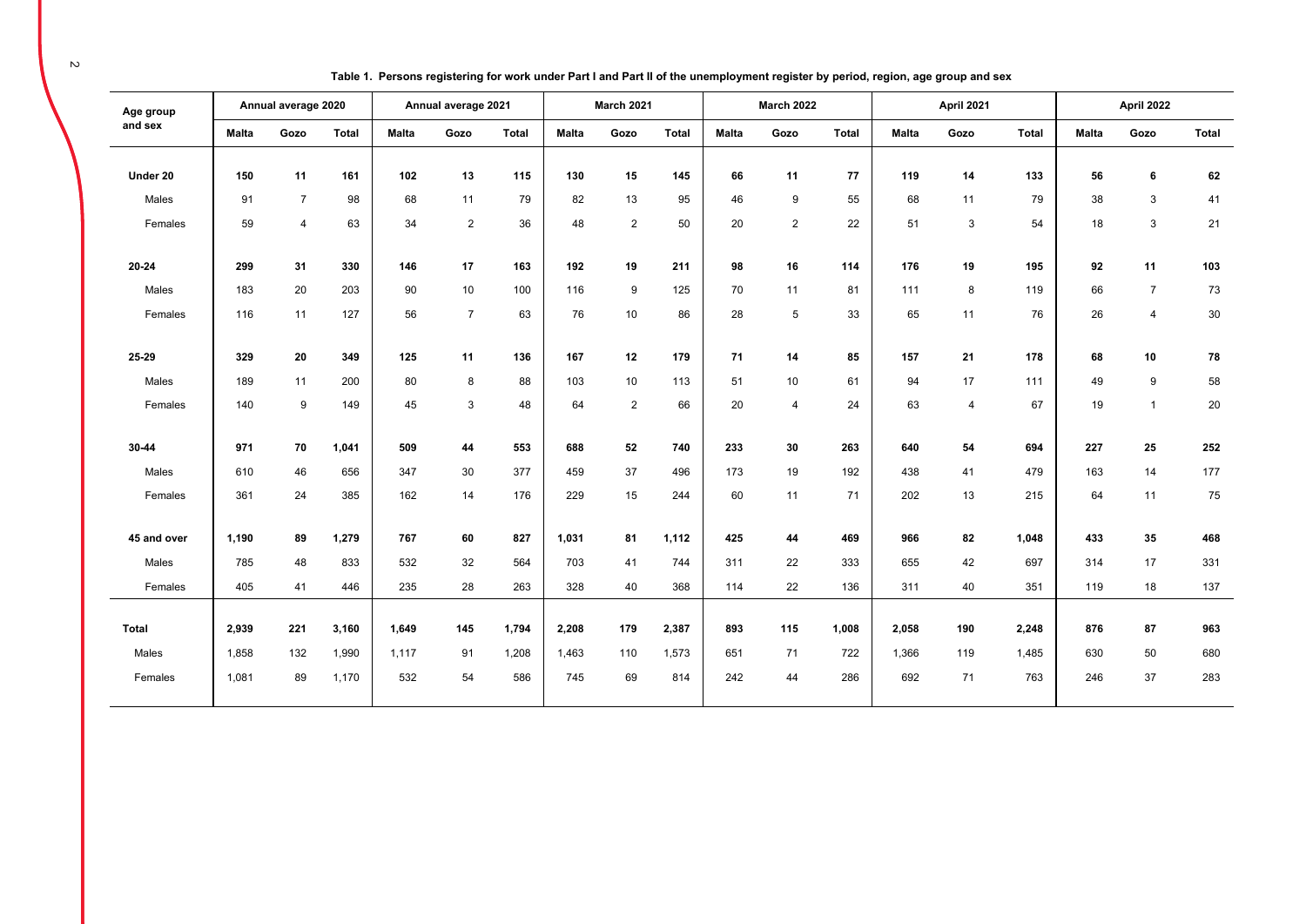**Table 1. Persons registering for work under Part I and Part II of the unemployment register by period, region, age group and sex**

| Age group and sex | Annual average 2020 | | | Annual average 2021 | | | March 2021 | | | March 2022 | | | April 2021 | | | April 2022 | | |
|---|---|---|---|---|---|---|---|---|---|---|---|---|---|---|---|---|---|---|
| | Malta | Gozo | Total | Malta | Gozo | Total | Malta | Gozo | Total | Malta | Gozo | Total | Malta | Gozo | Total | Malta | Gozo | Total |
| **Under 20** | **150** | **11** | **161** | **102** | **13** | **115** | **130** | **15** | **145** | **66** | **11** | **77** | **119** | **14** | **133** | **56** | **6** | **62** |
| Males | 91 | 7 | 98 | 68 | 11 | 79 | 82 | 13 | 95 | 46 | 9 | 55 | 68 | 11 | 79 | 38 | 3 | 41 |
| Females | 59 | 4 | 63 | 34 | 2 | 36 | 48 | 2 | 50 | 20 | 2 | 22 | 51 | 3 | 54 | 18 | 3 | 21 |
| **20-24** | **299** | **31** | **330** | **146** | **17** | **163** | **192** | **19** | **211** | **98** | **16** | **114** | **176** | **19** | **195** | **92** | **11** | **103** |
| Males | 183 | 20 | 203 | 90 | 10 | 100 | 116 | 9 | 125 | 70 | 11 | 81 | 111 | 8 | 119 | 66 | 7 | 73 |
| Females | 116 | 11 | 127 | 56 | 7 | 63 | 76 | 10 | 86 | 28 | 5 | 33 | 65 | 11 | 76 | 26 | 4 | 30 |
| **25-29** | **329** | **20** | **349** | **125** | **11** | **136** | **167** | **12** | **179** | **71** | **14** | **85** | **157** | **21** | **178** | **68** | **10** | **78** |
| Males | 189 | 11 | 200 | 80 | 8 | 88 | 103 | 10 | 113 | 51 | 10 | 61 | 94 | 17 | 111 | 49 | 9 | 58 |
| Females | 140 | 9 | 149 | 45 | 3 | 48 | 64 | 2 | 66 | 20 | 4 | 24 | 63 | 4 | 67 | 19 | 1 | 20 |
| **30-44** | **971** | **70** | **1,041** | **509** | **44** | **553** | **688** | **52** | **740** | **233** | **30** | **263** | **640** | **54** | **694** | **227** | **25** | **252** |
| Males | 610 | 46 | 656 | 347 | 30 | 377 | 459 | 37 | 496 | 173 | 19 | 192 | 438 | 41 | 479 | 163 | 14 | 177 |
| Females | 361 | 24 | 385 | 162 | 14 | 176 | 229 | 15 | 244 | 60 | 11 | 71 | 202 | 13 | 215 | 64 | 11 | 75 |
| **45 and over** | **1,190** | **89** | **1,279** | **767** | **60** | **827** | **1,031** | **81** | **1,112** | **425** | **44** | **469** | **966** | **82** | **1,048** | **433** | **35** | **468** |
| Males | 785 | 48 | 833 | 532 | 32 | 564 | 703 | 41 | 744 | 311 | 22 | 333 | 655 | 42 | 697 | 314 | 17 | 331 |
| Females | 405 | 41 | 446 | 235 | 28 | 263 | 328 | 40 | 368 | 114 | 22 | 136 | 311 | 40 | 351 | 119 | 18 | 137 |
| **Total** | **2,939** | **221** | **3,160** | **1,649** | **145** | **1,794** | **2,208** | **179** | **2,387** | **893** | **115** | **1,008** | **2,058** | **190** | **2,248** | **876** | **87** | **963** |
| Males | 1,858 | 132 | 1,990 | 1,117 | 91 | 1,208 | 1,463 | 110 | 1,573 | 651 | 71 | 722 | 1,366 | 119 | 1,485 | 630 | 50 | 680 |
| Females | 1,081 | 89 | 1,170 | 532 | 54 | 586 | 745 | 69 | 814 | 242 | 44 | 286 | 692 | 71 | 763 | 246 | 37 | 283 |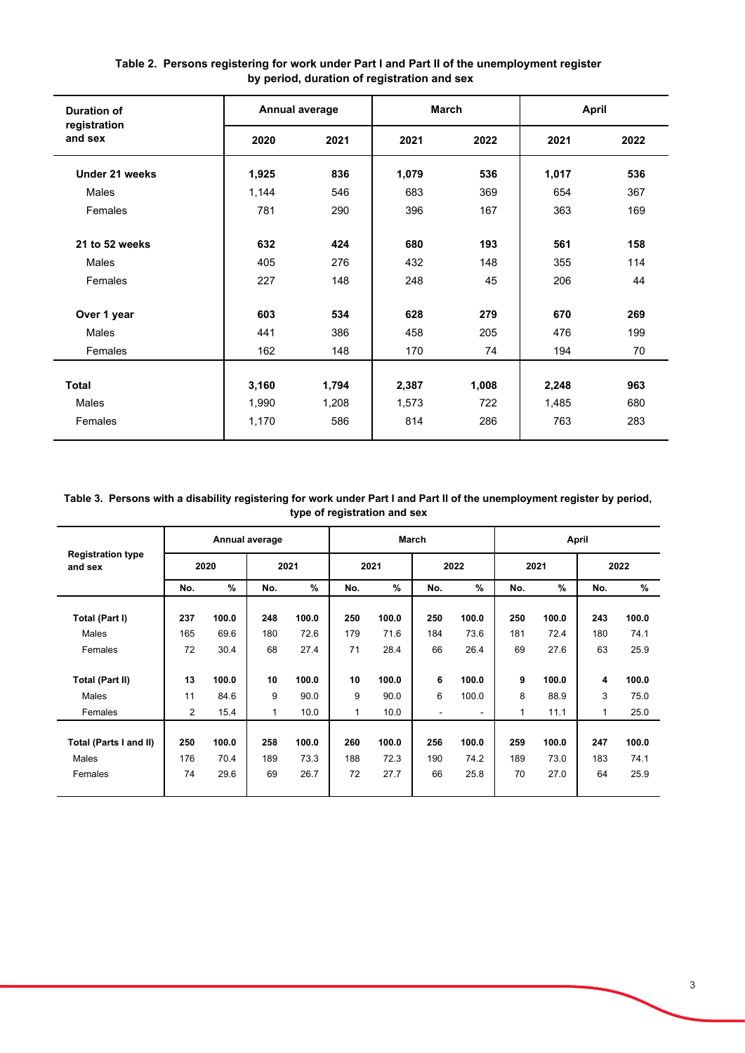**Table 2. Persons registering for work under Part I and Part II of the unemployment register by period, duration of registration and sex**

| Duration of registration and sex | Annual average | | March | | April | |
|---|---|---|---|---|---|---|
| | 2020 | 2021 | 2021 | 2022 | 2021 | 2022 |
| **Under 21 weeks** | **1,925** | **836** | **1,079** | **536** | **1,017** | **536** |
| Males | 1,144 | 546 | 683 | 369 | 654 | 367 |
| Females | 781 | 290 | 396 | 167 | 363 | 169 |
| **21 to 52 weeks** | **632** | **424** | **680** | **193** | **561** | **158** |
| Males | 405 | 276 | 432 | 148 | 355 | 114 |
| Females | 227 | 148 | 248 | 45 | 206 | 44 |
| **Over 1 year** | **603** | **534** | **628** | **279** | **670** | **269** |
| Males | 441 | 386 | 458 | 205 | 476 | 199 |
| Females | 162 | 148 | 170 | 74 | 194 | 70 |
| **Total** | **3,160** | **1,794** | **2,387** | **1,008** | **2,248** | **963** |
| Males | 1,990 | 1,208 | 1,573 | 722 | 1,485 | 680 |
| Females | 1,170 | 586 | 814 | 286 | 763 | 283 |

**Table 3. Persons with a disability registering for work under Part I and Part II of the unemployment register by period, type of registration and sex**

| Registration type and sex | Annual average | | | | March | | | | April | | | |
|---|---|---|---|---|---|---|---|---|---|---|---|---|
| | 2020 | | 2021 | | 2021 | | 2022 | | 2021 | | 2022 | |
| | No. | % | No. | % | No. | % | No. | % | No. | % | No. | % |
| **Total (Part I)** | **237** | **100.0** | **248** | **100.0** | **250** | **100.0** | **250** | **100.0** | **250** | **100.0** | **243** | **100.0** |
| Males | 165 | 69.6 | 180 | 72.6 | 179 | 71.6 | 184 | 73.6 | 181 | 72.4 | 180 | 74.1 |
| Females | 72 | 30.4 | 68 | 27.4 | 71 | 28.4 | 66 | 26.4 | 69 | 27.6 | 63 | 25.9 |
| **Total (Part II)** | **13** | **100.0** | **10** | **100.0** | **10** | **100.0** | **6** | **100.0** | **9** | **100.0** | **4** | **100.0** |
| Males | 11 | 84.6 | 9 | 90.0 | 9 | 90.0 | 6 | 100.0 | 8 | 88.9 | 3 | 75.0 |
| Females | 2 | 15.4 | 1 | 10.0 | 1 | 10.0 | - | - | 1 | 11.1 | 1 | 25.0 |
| **Total (Parts I and II)** | **250** | **100.0** | **258** | **100.0** | **260** | **100.0** | **256** | **100.0** | **259** | **100.0** | **247** | **100.0** |
| Males | 176 | 70.4 | 189 | 73.3 | 188 | 72.3 | 190 | 74.2 | 189 | 73.0 | 183 | 74.1 |
| Females | 74 | 29.6 | 69 | 26.7 | 72 | 27.7 | 66 | 25.8 | 70 | 27.0 | 64 | 25.9 |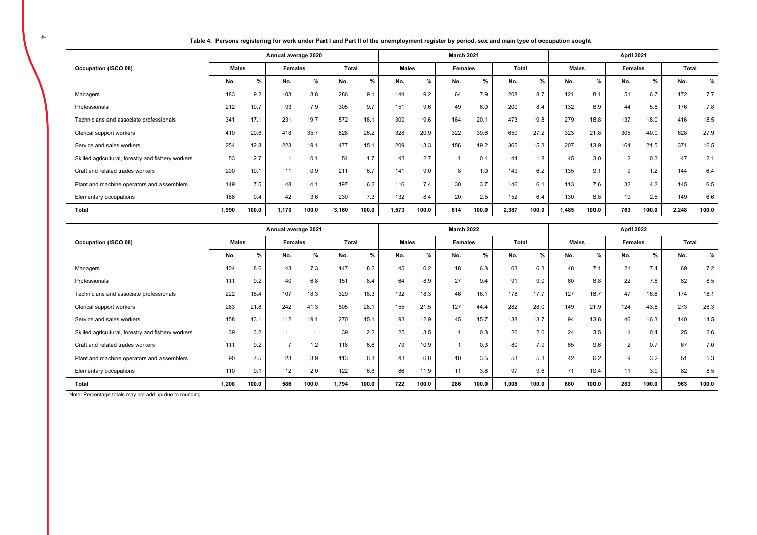**Table 4. Persons registering for work under Part I and Part II of the unemployment register by period, sex and main type of occupation sought**

| Occupation (ISCO 08) | Annual average 2020 | | | | | | March 2021 | | | | | | April 2021 | | | | | |
|---|---|---|---|---|---|---|---|---|---|---|---|---|---|---|---|---|---|---|
| | Males | | Females | | Total | | Males | | Females | | Total | | Males | | Females | | Total | |
| | No. | % | No. | % | No. | % | No. | % | No. | % | No. | % | No. | % | No. | % | No. | % |
| Managers | 183 | 9.2 | 103 | 8.8 | 286 | 9.1 | 144 | 9.2 | 64 | 7.9 | 208 | 8.7 | 121 | 8.1 | 51 | 6.7 | 172 | 7.7 |
| Professionals | 212 | 10.7 | 93 | 7.9 | 305 | 9.7 | 151 | 9.6 | 49 | 6.0 | 200 | 8.4 | 132 | 8.9 | 44 | 5.8 | 176 | 7.8 |
| Technicians and associate professionals | 341 | 17.1 | 231 | 19.7 | 572 | 18.1 | 309 | 19.6 | 164 | 20.1 | 473 | 19.8 | 279 | 18.8 | 137 | 18.0 | 416 | 18.5 |
| Clerical support workers | 410 | 20.6 | 418 | 35.7 | 828 | 26.2 | 328 | 20.9 | 322 | 39.6 | 650 | 27.2 | 323 | 21.8 | 305 | 40.0 | 628 | 27.9 |
| Service and sales workers | 254 | 12.8 | 223 | 19.1 | 477 | 15.1 | 209 | 13.3 | 156 | 19.2 | 365 | 15.3 | 207 | 13.9 | 164 | 21.5 | 371 | 16.5 |
| Skilled agricultural, forestry and fishery workers | 53 | 2.7 | 1 | 0.1 | 54 | 1.7 | 43 | 2.7 | 1 | 0.1 | 44 | 1.8 | 45 | 3.0 | 2 | 0.3 | 47 | 2.1 |
| Craft and related trades workers | 200 | 10.1 | 11 | 0.9 | 211 | 6.7 | 141 | 9.0 | 8 | 1.0 | 149 | 6.2 | 135 | 9.1 | 9 | 1.2 | 144 | 6.4 |
| Plant and machine operators and assemblers | 149 | 7.5 | 48 | 4.1 | 197 | 6.2 | 116 | 7.4 | 30 | 3.7 | 146 | 6.1 | 113 | 7.6 | 32 | 4.2 | 145 | 6.5 |
| Elementary occupations | 188 | 9.4 | 42 | 3.6 | 230 | 7.3 | 132 | 8.4 | 20 | 2.5 | 152 | 6.4 | 130 | 8.8 | 19 | 2.5 | 149 | 6.6 |
| **Total** | **1,990** | **100.0** | **1,170** | **100.0** | **3,160** | **100.0** | **1,573** | **100.0** | **814** | **100.0** | **2,387** | **100.0** | **1,485** | **100.0** | **763** | **100.0** | **2,248** | **100.0** |

| Occupation (ISCO 08) | Annual average 2021 | | | | | | March 2022 | | | | | | April 2022 | | | | | |
|---|---|---|---|---|---|---|---|---|---|---|---|---|---|---|---|---|---|---|
| | Males | | Females | | Total | | Males | | Females | | Total | | Males | | Females | | Total | |
| | No. | % | No. | % | No. | % | No. | % | No. | % | No. | % | No. | % | No. | % | No. | % |
| Managers | 104 | 8.6 | 43 | 7.3 | 147 | 8.2 | 45 | 6.2 | 18 | 6.3 | 63 | 6.3 | 48 | 7.1 | 21 | 7.4 | 69 | 7.2 |
| Professionals | 111 | 9.2 | 40 | 6.8 | 151 | 8.4 | 64 | 8.9 | 27 | 9.4 | 91 | 9.0 | 60 | 8.8 | 22 | 7.8 | 82 | 8.5 |
| Technicians and associate professionals | 222 | 18.4 | 107 | 18.3 | 329 | 18.3 | 132 | 18.3 | 46 | 16.1 | 178 | 17.7 | 127 | 18.7 | 47 | 16.6 | 174 | 18.1 |
| Clerical support workers | 263 | 21.8 | 242 | 41.3 | 505 | 28.1 | 155 | 21.5 | 127 | 44.4 | 282 | 28.0 | 149 | 21.9 | 124 | 43.8 | 273 | 28.3 |
| Service and sales workers | 158 | 13.1 | 112 | 19.1 | 270 | 15.1 | 93 | 12.9 | 45 | 15.7 | 138 | 13.7 | 94 | 13.8 | 46 | 16.3 | 140 | 14.5 |
| Skilled agricultural, forestry and fishery workers | 39 | 3.2 | - | - | 39 | 2.2 | 25 | 3.5 | 1 | 0.3 | 26 | 2.6 | 24 | 3.5 | 1 | 0.4 | 25 | 2.6 |
| Craft and related trades workers | 111 | 9.2 | 7 | 1.2 | 118 | 6.6 | 79 | 10.9 | 1 | 0.3 | 80 | 7.9 | 65 | 9.6 | 2 | 0.7 | 67 | 7.0 |
| Plant and machine operators and assemblers | 90 | 7.5 | 23 | 3.9 | 113 | 6.3 | 43 | 6.0 | 10 | 3.5 | 53 | 5.3 | 42 | 6.2 | 9 | 3.2 | 51 | 5.3 |
| Elementary occupations | 110 | 9.1 | 12 | 2.0 | 122 | 6.8 | 86 | 11.9 | 11 | 3.8 | 97 | 9.6 | 71 | 10.4 | 11 | 3.9 | 82 | 8.5 |
| **Total** | **1,208** | **100.0** | **586** | **100.0** | **1,794** | **100.0** | **722** | **100.0** | **286** | **100.0** | **1,008** | **100.0** | **680** | **100.0** | **283** | **100.0** | **963** | **100.0** |

Note: Percentage totals may not add up due to rounding.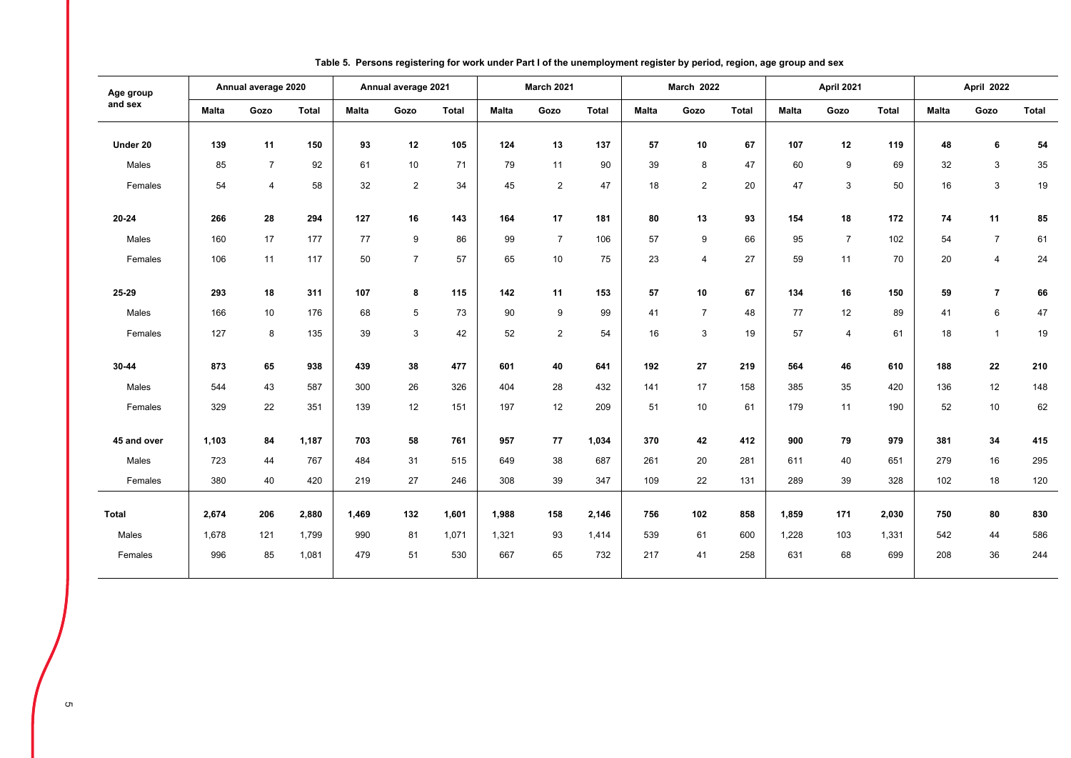**Table 5. Persons registering for work under Part I of the unemployment register by period, region, age group and sex**

| Age group and sex | Annual average 2020 | | | Annual average 2021 | | | March 2021 | | | March 2022 | | | April 2021 | | | April 2022 | | |
|---|---|---|---|---|---|---|---|---|---|---|---|---|---|---|---|---|---|---|
| | Malta | Gozo | Total | Malta | Gozo | Total | Malta | Gozo | Total | Malta | Gozo | Total | Malta | Gozo | Total | Malta | Gozo | Total |
| **Under 20** | **139** | **11** | **150** | **93** | **12** | **105** | **124** | **13** | **137** | **57** | **10** | **67** | **107** | **12** | **119** | **48** | **6** | **54** |
| Males | 85 | 7 | 92 | 61 | 10 | 71 | 79 | 11 | 90 | 39 | 8 | 47 | 60 | 9 | 69 | 32 | 3 | 35 |
| Females | 54 | 4 | 58 | 32 | 2 | 34 | 45 | 2 | 47 | 18 | 2 | 20 | 47 | 3 | 50 | 16 | 3 | 19 |
| **20-24** | **266** | **28** | **294** | **127** | **16** | **143** | **164** | **17** | **181** | **80** | **13** | **93** | **154** | **18** | **172** | **74** | **11** | **85** |
| Males | 160 | 17 | 177 | 77 | 9 | 86 | 99 | 7 | 106 | 57 | 9 | 66 | 95 | 7 | 102 | 54 | 7 | 61 |
| Females | 106 | 11 | 117 | 50 | 7 | 57 | 65 | 10 | 75 | 23 | 4 | 27 | 59 | 11 | 70 | 20 | 4 | 24 |
| **25-29** | **293** | **18** | **311** | **107** | **8** | **115** | **142** | **11** | **153** | **57** | **10** | **67** | **134** | **16** | **150** | **59** | **7** | **66** |
| Males | 166 | 10 | 176 | 68 | 5 | 73 | 90 | 9 | 99 | 41 | 7 | 48 | 77 | 12 | 89 | 41 | 6 | 47 |
| Females | 127 | 8 | 135 | 39 | 3 | 42 | 52 | 2 | 54 | 16 | 3 | 19 | 57 | 4 | 61 | 18 | 1 | 19 |
| **30-44** | **873** | **65** | **938** | **439** | **38** | **477** | **601** | **40** | **641** | **192** | **27** | **219** | **564** | **46** | **610** | **188** | **22** | **210** |
| Males | 544 | 43 | 587 | 300 | 26 | 326 | 404 | 28 | 432 | 141 | 17 | 158 | 385 | 35 | 420 | 136 | 12 | 148 |
| Females | 329 | 22 | 351 | 139 | 12 | 151 | 197 | 12 | 209 | 51 | 10 | 61 | 179 | 11 | 190 | 52 | 10 | 62 |
| **45 and over** | **1,103** | **84** | **1,187** | **703** | **58** | **761** | **957** | **77** | **1,034** | **370** | **42** | **412** | **900** | **79** | **979** | **381** | **34** | **415** |
| Males | 723 | 44 | 767 | 484 | 31 | 515 | 649 | 38 | 687 | 261 | 20 | 281 | 611 | 40 | 651 | 279 | 16 | 295 |
| Females | 380 | 40 | 420 | 219 | 27 | 246 | 308 | 39 | 347 | 109 | 22 | 131 | 289 | 39 | 328 | 102 | 18 | 120 |
| **Total** | **2,674** | **206** | **2,880** | **1,469** | **132** | **1,601** | **1,988** | **158** | **2,146** | **756** | **102** | **858** | **1,859** | **171** | **2,030** | **750** | **80** | **830** |
| Males | 1,678 | 121 | 1,799 | 990 | 81 | 1,071 | 1,321 | 93 | 1,414 | 539 | 61 | 600 | 1,228 | 103 | 1,331 | 542 | 44 | 586 |
| Females | 996 | 85 | 1,081 | 479 | 51 | 530 | 667 | 65 | 732 | 217 | 41 | 258 | 631 | 68 | 699 | 208 | 36 | 244 |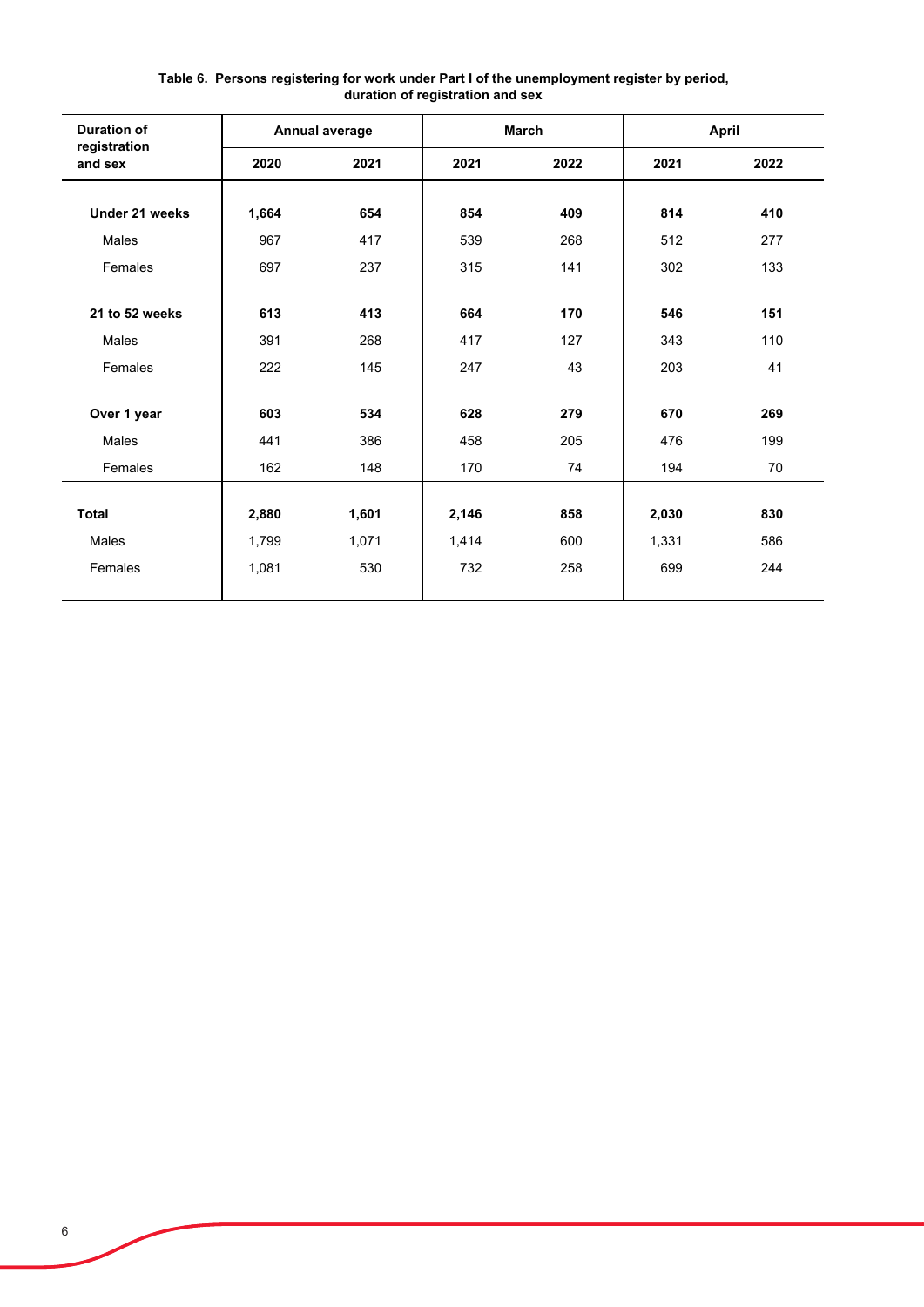**Table 6. Persons registering for work under Part I of the unemployment register by period, duration of registration and sex**

| Duration of registration and sex | Annual average | | March | | April | |
|---|---|---|---|---|---|---|
| | 2020 | 2021 | 2021 | 2022 | 2021 | 2022 |
| **Under 21 weeks** | **1,664** | **654** | **854** | **409** | **814** | **410** |
| Males | 967 | 417 | 539 | 268 | 512 | 277 |
| Females | 697 | 237 | 315 | 141 | 302 | 133 |
| **21 to 52 weeks** | **613** | **413** | **664** | **170** | **546** | **151** |
| Males | 391 | 268 | 417 | 127 | 343 | 110 |
| Females | 222 | 145 | 247 | 43 | 203 | 41 |
| **Over 1 year** | **603** | **534** | **628** | **279** | **670** | **269** |
| Males | 441 | 386 | 458 | 205 | 476 | 199 |
| Females | 162 | 148 | 170 | 74 | 194 | 70 |
| **Total** | **2,880** | **1,601** | **2,146** | **858** | **2,030** | **830** |
| Males | 1,799 | 1,071 | 1,414 | 600 | 1,331 | 586 |
| Females | 1,081 | 530 | 732 | 258 | 699 | 244 |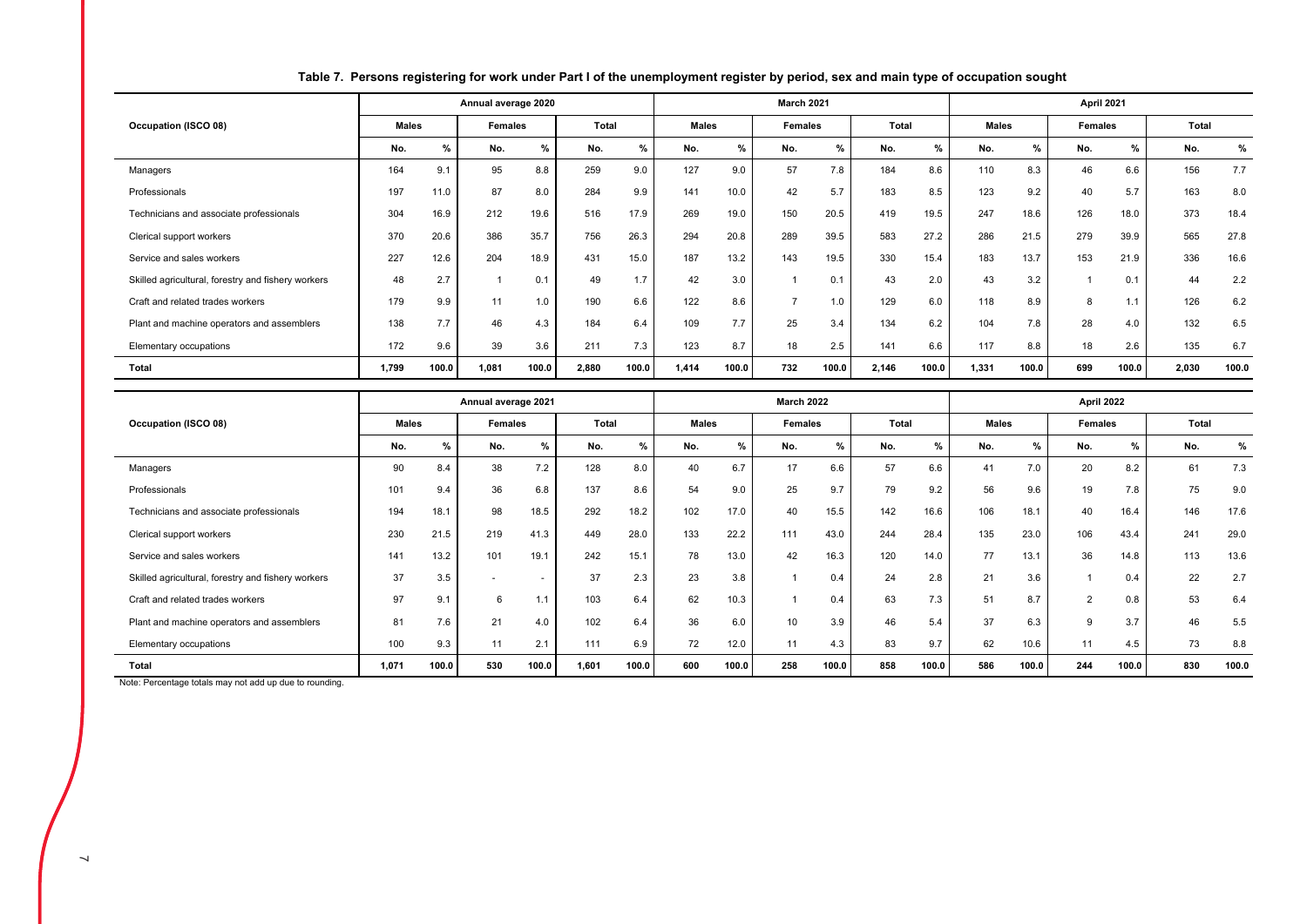**Table 7. Persons registering for work under Part I of the unemployment register by period, sex and main type of occupation sought**

| Occupation (ISCO 08) | Annual average 2020 | | | | | | March 2021 | | | | | | April 2021 | | | | | |
|---|---|---|---|---|---|---|---|---|---|---|---|---|---|---|---|---|---|---|
| | Males | | Females | | Total | | Males | | Females | | Total | | Males | | Females | | Total | |
| | No. | % | No. | % | No. | % | No. | % | No. | % | No. | % | No. | % | No. | % | No. | % |
| Managers | 164 | 9.1 | 95 | 8.8 | 259 | 9.0 | 127 | 9.0 | 57 | 7.8 | 184 | 8.6 | 110 | 8.3 | 46 | 6.6 | 156 | 7.7 |
| Professionals | 197 | 11.0 | 87 | 8.0 | 284 | 9.9 | 141 | 10.0 | 42 | 5.7 | 183 | 8.5 | 123 | 9.2 | 40 | 5.7 | 163 | 8.0 |
| Technicians and associate professionals | 304 | 16.9 | 212 | 19.6 | 516 | 17.9 | 269 | 19.0 | 150 | 20.5 | 419 | 19.5 | 247 | 18.6 | 126 | 18.0 | 373 | 18.4 |
| Clerical support workers | 370 | 20.6 | 386 | 35.7 | 756 | 26.3 | 294 | 20.8 | 289 | 39.5 | 583 | 27.2 | 286 | 21.5 | 279 | 39.9 | 565 | 27.8 |
| Service and sales workers | 227 | 12.6 | 204 | 18.9 | 431 | 15.0 | 187 | 13.2 | 143 | 19.5 | 330 | 15.4 | 183 | 13.7 | 153 | 21.9 | 336 | 16.6 |
| Skilled agricultural, forestry and fishery workers | 48 | 2.7 | 1 | 0.1 | 49 | 1.7 | 42 | 3.0 | 1 | 0.1 | 43 | 2.0 | 43 | 3.2 | 1 | 0.1 | 44 | 2.2 |
| Craft and related trades workers | 179 | 9.9 | 11 | 1.0 | 190 | 6.6 | 122 | 8.6 | 7 | 1.0 | 129 | 6.0 | 118 | 8.9 | 8 | 1.1 | 126 | 6.2 |
| Plant and machine operators and assemblers | 138 | 7.7 | 46 | 4.3 | 184 | 6.4 | 109 | 7.7 | 25 | 3.4 | 134 | 6.2 | 104 | 7.8 | 28 | 4.0 | 132 | 6.5 |
| Elementary occupations | 172 | 9.6 | 39 | 3.6 | 211 | 7.3 | 123 | 8.7 | 18 | 2.5 | 141 | 6.6 | 117 | 8.8 | 18 | 2.6 | 135 | 6.7 |
| **Total** | **1,799** | **100.0** | **1,081** | **100.0** | **2,880** | **100.0** | **1,414** | **100.0** | **732** | **100.0** | **2,146** | **100.0** | **1,331** | **100.0** | **699** | **100.0** | **2,030** | **100.0** |

| Occupation (ISCO 08) | Annual average 2021 | | | | | | March 2022 | | | | | | April 2022 | | | | | |
|---|---|---|---|---|---|---|---|---|---|---|---|---|---|---|---|---|---|---|
| | Males | | Females | | Total | | Males | | Females | | Total | | Males | | Females | | Total | |
| | No. | % | No. | % | No. | % | No. | % | No. | % | No. | % | No. | % | No. | % | No. | % |
| Managers | 90 | 8.4 | 38 | 7.2 | 128 | 8.0 | 40 | 6.7 | 17 | 6.6 | 57 | 6.6 | 41 | 7.0 | 20 | 8.2 | 61 | 7.3 |
| Professionals | 101 | 9.4 | 36 | 6.8 | 137 | 8.6 | 54 | 9.0 | 25 | 9.7 | 79 | 9.2 | 56 | 9.6 | 19 | 7.8 | 75 | 9.0 |
| Technicians and associate professionals | 194 | 18.1 | 98 | 18.5 | 292 | 18.2 | 102 | 17.0 | 40 | 15.5 | 142 | 16.6 | 106 | 18.1 | 40 | 16.4 | 146 | 17.6 |
| Clerical support workers | 230 | 21.5 | 219 | 41.3 | 449 | 28.0 | 133 | 22.2 | 111 | 43.0 | 244 | 28.4 | 135 | 23.0 | 106 | 43.4 | 241 | 29.0 |
| Service and sales workers | 141 | 13.2 | 101 | 19.1 | 242 | 15.1 | 78 | 13.0 | 42 | 16.3 | 120 | 14.0 | 77 | 13.1 | 36 | 14.8 | 113 | 13.6 |
| Skilled agricultural, forestry and fishery workers | 37 | 3.5 | - | - | 37 | 2.3 | 23 | 3.8 | 1 | 0.4 | 24 | 2.8 | 21 | 3.6 | 1 | 0.4 | 22 | 2.7 |
| Craft and related trades workers | 97 | 9.1 | 6 | 1.1 | 103 | 6.4 | 62 | 10.3 | 1 | 0.4 | 63 | 7.3 | 51 | 8.7 | 2 | 0.8 | 53 | 6.4 |
| Plant and machine operators and assemblers | 81 | 7.6 | 21 | 4.0 | 102 | 6.4 | 36 | 6.0 | 10 | 3.9 | 46 | 5.4 | 37 | 6.3 | 9 | 3.7 | 46 | 5.5 |
| Elementary occupations | 100 | 9.3 | 11 | 2.1 | 111 | 6.9 | 72 | 12.0 | 11 | 4.3 | 83 | 9.7 | 62 | 10.6 | 11 | 4.5 | 73 | 8.8 |
| **Total** | **1,071** | **100.0** | **530** | **100.0** | **1,601** | **100.0** | **600** | **100.0** | **258** | **100.0** | **858** | **100.0** | **586** | **100.0** | **244** | **100.0** | **830** | **100.0** |

Note: Percentage totals may not add up due to rounding.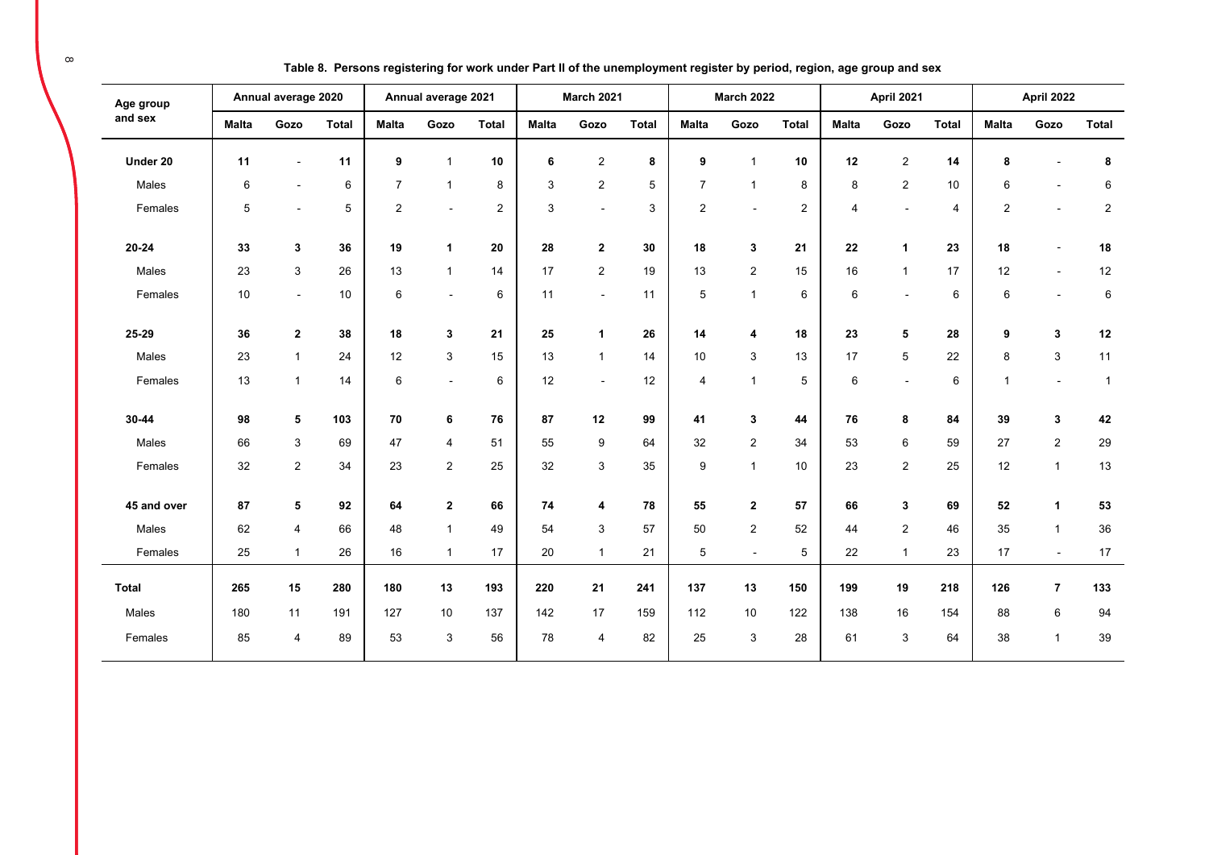**Table 8. Persons registering for work under Part II of the unemployment register by period, region, age group and sex**

| Age group and sex | Annual average 2020 | | | Annual average 2021 | | | March 2021 | | | March 2022 | | | April 2021 | | | April 2022 | | |
|---|---|---|---|---|---|---|---|---|---|---|---|---|---|---|---|---|---|---|
| | Malta | Gozo | Total | Malta | Gozo | Total | Malta | Gozo | Total | Malta | Gozo | Total | Malta | Gozo | Total | Malta | Gozo | Total |
| **Under 20** | **11** | - | **11** | **9** | 1 | **10** | **6** | 2 | **8** | **9** | 1 | **10** | **12** | 2 | **14** | **8** | - | **8** |
| Males | 6 | - | 6 | 7 | 1 | 8 | 3 | 2 | 5 | 7 | 1 | 8 | 8 | 2 | 10 | 6 | - | 6 |
| Females | 5 | - | 5 | 2 | - | 2 | 3 | - | 3 | 2 | - | 2 | 4 | - | 4 | 2 | - | 2 |
| **20-24** | **33** | **3** | **36** | **19** | **1** | **20** | **28** | **2** | **30** | **18** | **3** | **21** | **22** | **1** | **23** | **18** | - | **18** |
| Males | 23 | 3 | 26 | 13 | 1 | 14 | 17 | 2 | 19 | 13 | 2 | 15 | 16 | 1 | 17 | 12 | - | 12 |
| Females | 10 | - | 10 | 6 | - | 6 | 11 | - | 11 | 5 | 1 | 6 | 6 | - | 6 | 6 | - | 6 |
| **25-29** | **36** | **2** | **38** | **18** | **3** | **21** | **25** | **1** | **26** | **14** | **4** | **18** | **23** | **5** | **28** | **9** | **3** | **12** |
| Males | 23 | 1 | 24 | 12 | 3 | 15 | 13 | 1 | 14 | 10 | 3 | 13 | 17 | 5 | 22 | 8 | 3 | 11 |
| Females | 13 | 1 | 14 | 6 | - | 6 | 12 | - | 12 | 4 | 1 | 5 | 6 | - | 6 | 1 | - | 1 |
| **30-44** | **98** | **5** | **103** | **70** | **6** | **76** | **87** | **12** | **99** | **41** | **3** | **44** | **76** | **8** | **84** | **39** | **3** | **42** |
| Males | 66 | 3 | 69 | 47 | 4 | 51 | 55 | 9 | 64 | 32 | 2 | 34 | 53 | 6 | 59 | 27 | 2 | 29 |
| Females | 32 | 2 | 34 | 23 | 2 | 25 | 32 | 3 | 35 | 9 | 1 | 10 | 23 | 2 | 25 | 12 | 1 | 13 |
| **45 and over** | **87** | **5** | **92** | **64** | **2** | **66** | **74** | **4** | **78** | **55** | **2** | **57** | **66** | **3** | **69** | **52** | **1** | **53** |
| Males | 62 | 4 | 66 | 48 | 1 | 49 | 54 | 3 | 57 | 50 | 2 | 52 | 44 | 2 | 46 | 35 | 1 | 36 |
| Females | 25 | 1 | 26 | 16 | 1 | 17 | 20 | 1 | 21 | 5 | - | 5 | 22 | 1 | 23 | 17 | - | 17 |
| **Total** | **265** | **15** | **280** | **180** | **13** | **193** | **220** | **21** | **241** | **137** | **13** | **150** | **199** | **19** | **218** | **126** | **7** | **133** |
| Males | 180 | 11 | 191 | 127 | 10 | 137 | 142 | 17 | 159 | 112 | 10 | 122 | 138 | 16 | 154 | 88 | 6 | 94 |
| Females | 85 | 4 | 89 | 53 | 3 | 56 | 78 | 4 | 82 | 25 | 3 | 28 | 61 | 3 | 64 | 38 | 1 | 39 |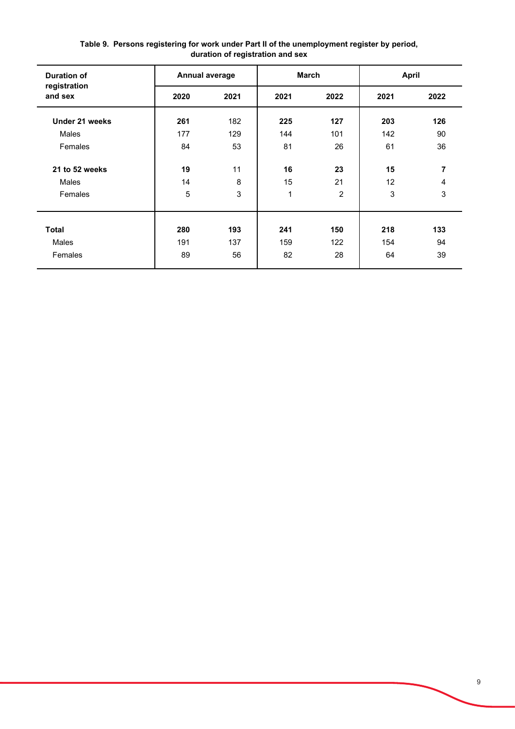**Table 9. Persons registering for work under Part II of the unemployment register by period, duration of registration and sex**

| Duration of registration and sex | Annual average | | March | | April | |
|---|---|---|---|---|---|---|
| | 2020 | 2021 | 2021 | 2022 | 2021 | 2022 |
| **Under 21 weeks** | **261** | 182 | **225** | **127** | **203** | **126** |
| Males | 177 | 129 | 144 | 101 | 142 | 90 |
| Females | 84 | 53 | 81 | 26 | 61 | 36 |
| **21 to 52 weeks** | **19** | 11 | **16** | **23** | **15** | **7** |
| Males | 14 | 8 | 15 | 21 | 12 | 4 |
| Females | 5 | 3 | 1 | 2 | 3 | 3 |
| **Total** | **280** | **193** | **241** | **150** | **218** | **133** |
| Males | 191 | 137 | 159 | 122 | 154 | 94 |
| Females | 89 | 56 | 82 | 28 | 64 | 39 |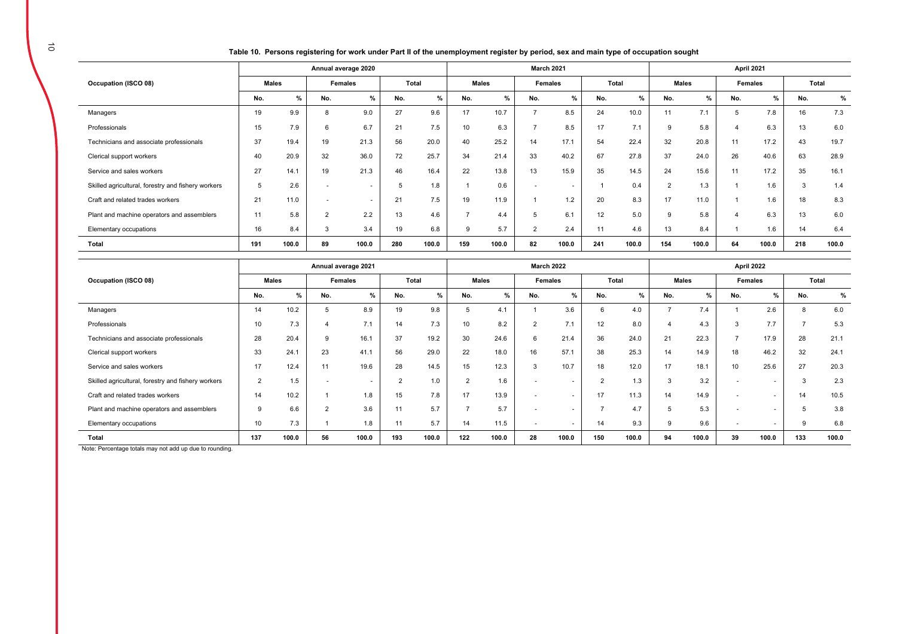**Table 10. Persons registering for work under Part II of the unemployment register by period, sex and main type of occupation sought**

| Occupation (ISCO 08) | Annual average 2020 | | | | | | March 2021 | | | | | | April 2021 | | | | | |
|---|---|---|---|---|---|---|---|---|---|---|---|---|---|---|---|---|---|---|
| | Males | | Females | | Total | | Males | | Females | | Total | | Males | | Females | | Total | |
| | No. | % | No. | % | No. | % | No. | % | No. | % | No. | % | No. | % | No. | % | No. | % |
| Managers | 19 | 9.9 | 8 | 9.0 | 27 | 9.6 | 17 | 10.7 | 7 | 8.5 | 24 | 10.0 | 11 | 7.1 | 5 | 7.8 | 16 | 7.3 |
| Professionals | 15 | 7.9 | 6 | 6.7 | 21 | 7.5 | 10 | 6.3 | 7 | 8.5 | 17 | 7.1 | 9 | 5.8 | 4 | 6.3 | 13 | 6.0 |
| Technicians and associate professionals | 37 | 19.4 | 19 | 21.3 | 56 | 20.0 | 40 | 25.2 | 14 | 17.1 | 54 | 22.4 | 32 | 20.8 | 11 | 17.2 | 43 | 19.7 |
| Clerical support workers | 40 | 20.9 | 32 | 36.0 | 72 | 25.7 | 34 | 21.4 | 33 | 40.2 | 67 | 27.8 | 37 | 24.0 | 26 | 40.6 | 63 | 28.9 |
| Service and sales workers | 27 | 14.1 | 19 | 21.3 | 46 | 16.4 | 22 | 13.8 | 13 | 15.9 | 35 | 14.5 | 24 | 15.6 | 11 | 17.2 | 35 | 16.1 |
| Skilled agricultural, forestry and fishery workers | 5 | 2.6 | - | - | 5 | 1.8 | 1 | 0.6 | - | - | 1 | 0.4 | 2 | 1.3 | 1 | 1.6 | 3 | 1.4 |
| Craft and related trades workers | 21 | 11.0 | - | - | 21 | 7.5 | 19 | 11.9 | 1 | 1.2 | 20 | 8.3 | 17 | 11.0 | 1 | 1.6 | 18 | 8.3 |
| Plant and machine operators and assemblers | 11 | 5.8 | 2 | 2.2 | 13 | 4.6 | 7 | 4.4 | 5 | 6.1 | 12 | 5.0 | 9 | 5.8 | 4 | 6.3 | 13 | 6.0 |
| Elementary occupations | 16 | 8.4 | 3 | 3.4 | 19 | 6.8 | 9 | 5.7 | 2 | 2.4 | 11 | 4.6 | 13 | 8.4 | 1 | 1.6 | 14 | 6.4 |
| **Total** | **191** | **100.0** | **89** | **100.0** | **280** | **100.0** | **159** | **100.0** | **82** | **100.0** | **241** | **100.0** | **154** | **100.0** | **64** | **100.0** | **218** | **100.0** |

| Occupation (ISCO 08) | Annual average 2021 | | | | | | March 2022 | | | | | | April 2022 | | | | | |
|---|---|---|---|---|---|---|---|---|---|---|---|---|---|---|---|---|---|---|
| | Males | | Females | | Total | | Males | | Females | | Total | | Males | | Females | | Total | |
| | No. | % | No. | % | No. | % | No. | % | No. | % | No. | % | No. | % | No. | % | No. | % |
| Managers | 14 | 10.2 | 5 | 8.9 | 19 | 9.8 | 5 | 4.1 | 1 | 3.6 | 6 | 4.0 | 7 | 7.4 | 1 | 2.6 | 8 | 6.0 |
| Professionals | 10 | 7.3 | 4 | 7.1 | 14 | 7.3 | 10 | 8.2 | 2 | 7.1 | 12 | 8.0 | 4 | 4.3 | 3 | 7.7 | 7 | 5.3 |
| Technicians and associate professionals | 28 | 20.4 | 9 | 16.1 | 37 | 19.2 | 30 | 24.6 | 6 | 21.4 | 36 | 24.0 | 21 | 22.3 | 7 | 17.9 | 28 | 21.1 |
| Clerical support workers | 33 | 24.1 | 23 | 41.1 | 56 | 29.0 | 22 | 18.0 | 16 | 57.1 | 38 | 25.3 | 14 | 14.9 | 18 | 46.2 | 32 | 24.1 |
| Service and sales workers | 17 | 12.4 | 11 | 19.6 | 28 | 14.5 | 15 | 12.3 | 3 | 10.7 | 18 | 12.0 | 17 | 18.1 | 10 | 25.6 | 27 | 20.3 |
| Skilled agricultural, forestry and fishery workers | 2 | 1.5 | - | - | 2 | 1.0 | 2 | 1.6 | - | - | 2 | 1.3 | 3 | 3.2 | - | - | 3 | 2.3 |
| Craft and related trades workers | 14 | 10.2 | 1 | 1.8 | 15 | 7.8 | 17 | 13.9 | - | - | 17 | 11.3 | 14 | 14.9 | - | - | 14 | 10.5 |
| Plant and machine operators and assemblers | 9 | 6.6 | 2 | 3.6 | 11 | 5.7 | 7 | 5.7 | - | - | 7 | 4.7 | 5 | 5.3 | - | - | 5 | 3.8 |
| Elementary occupations | 10 | 7.3 | 1 | 1.8 | 11 | 5.7 | 14 | 11.5 | - | - | 14 | 9.3 | 9 | 9.6 | - | - | 9 | 6.8 |
| **Total** | **137** | **100.0** | **56** | **100.0** | **193** | **100.0** | **122** | **100.0** | **28** | **100.0** | **150** | **100.0** | **94** | **100.0** | **39** | **100.0** | **133** | **100.0** |

Note: Percentage totals may not add up due to rounding.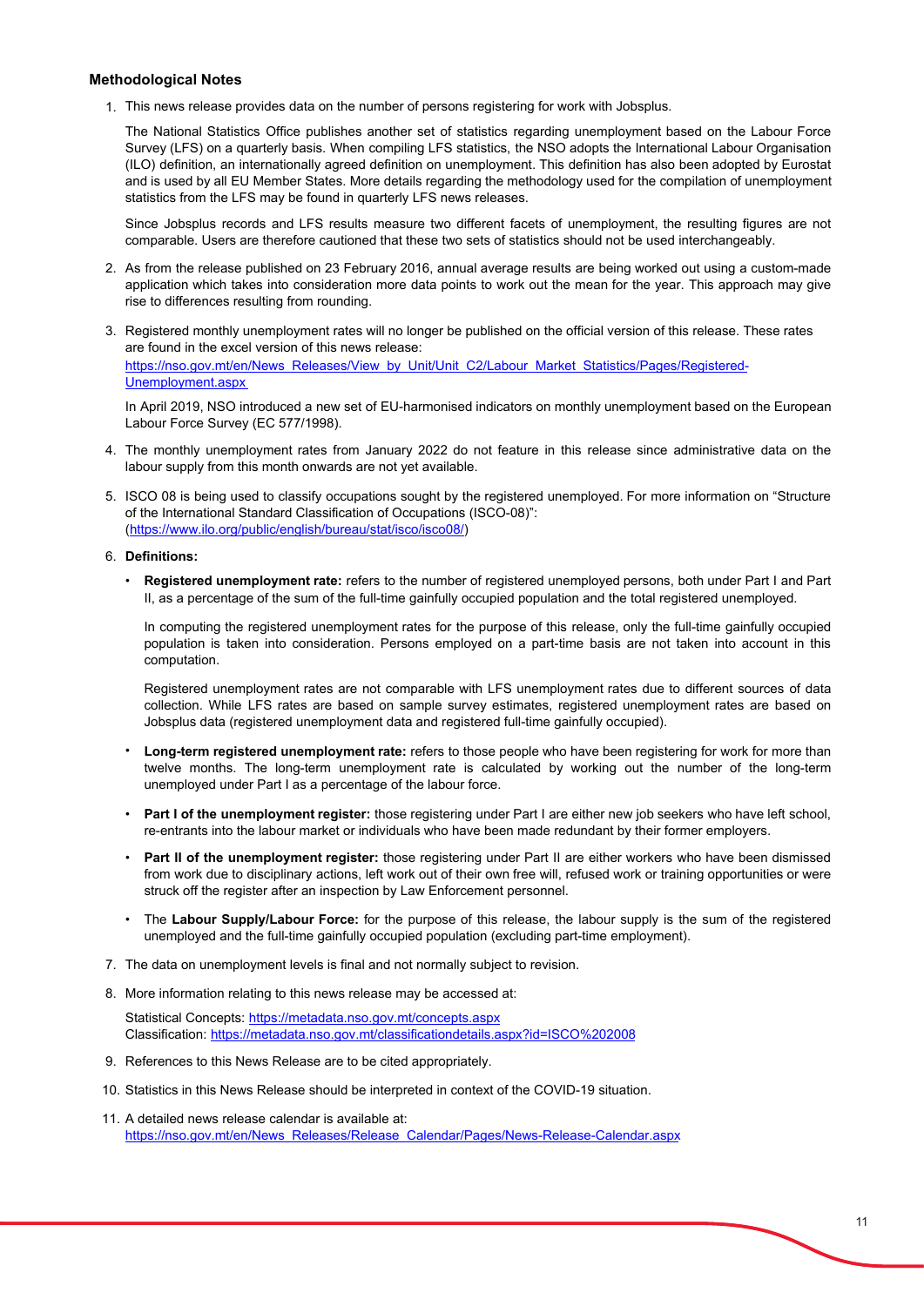### Methodological Notes

1. This news release provides data on the number of persons registering for work with Jobsplus.

   The National Statistics Office publishes another set of statistics regarding unemployment based on the Labour Force Survey (LFS) on a quarterly basis. When compiling LFS statistics, the NSO adopts the International Labour Organisation (ILO) definition, an internationally agreed definition on unemployment. This definition has also been adopted by Eurostat and is used by all EU Member States. More details regarding the methodology used for the compilation of unemployment statistics from the LFS may be found in quarterly LFS news releases.

   Since Jobsplus records and LFS results measure two different facets of unemployment, the resulting figures are not comparable. Users are therefore cautioned that these two sets of statistics should not be used interchangeably.

2. As from the release published on 23 February 2016, annual average results are being worked out using a custom-made application which takes into consideration more data points to work out the mean for the year. This approach may give rise to differences resulting from rounding.

3. Registered monthly unemployment rates will no longer be published on the official version of this release. These rates are found in the excel version of this news release:
   https://nso.gov.mt/en/News_Releases/View_by_Unit/Unit_C2/Labour_Market_Statistics/Pages/Registered-Unemployment.aspx

   In April 2019, NSO introduced a new set of EU-harmonised indicators on monthly unemployment based on the European Labour Force Survey (EC 577/1998).

4. The monthly unemployment rates from January 2022 do not feature in this release since administrative data on the labour supply from this month onwards are not yet available.

5. ISCO 08 is being used to classify occupations sought by the registered unemployed. For more information on "Structure of the International Standard Classification of Occupations (ISCO-08)":
   (https://www.ilo.org/public/english/bureau/stat/isco/isco08/)

6. **Definitions:**

   - **Registered unemployment rate:** refers to the number of registered unemployed persons, both under Part I and Part II, as a percentage of the sum of the full-time gainfully occupied population and the total registered unemployed.

     In computing the registered unemployment rates for the purpose of this release, only the full-time gainfully occupied population is taken into consideration. Persons employed on a part-time basis are not taken into account in this computation.

     Registered unemployment rates are not comparable with LFS unemployment rates due to different sources of data collection. While LFS rates are based on sample survey estimates, registered unemployment rates are based on Jobsplus data (registered unemployment data and registered full-time gainfully occupied).

   - **Long-term registered unemployment rate:** refers to those people who have been registering for work for more than twelve months. The long-term unemployment rate is calculated by working out the number of the long-term unemployed under Part I as a percentage of the labour force.

   - **Part I of the unemployment register:** those registering under Part I are either new job seekers who have left school, re-entrants into the labour market or individuals who have been made redundant by their former employers.

   - **Part II of the unemployment register:** those registering under Part II are either workers who have been dismissed from work due to disciplinary actions, left work out of their own free will, refused work or training opportunities or were struck off the register after an inspection by Law Enforcement personnel.

   - The **Labour Supply/Labour Force:** for the purpose of this release, the labour supply is the sum of the registered unemployed and the full-time gainfully occupied population (excluding part-time employment).

7. The data on unemployment levels is final and not normally subject to revision.

8. More information relating to this news release may be accessed at:

   Statistical Concepts: https://metadata.nso.gov.mt/concepts.aspx
   Classification: https://metadata.nso.gov.mt/classificationdetails.aspx?id=ISCO%202008

9. References to this News Release are to be cited appropriately.

10. Statistics in this News Release should be interpreted in context of the COVID-19 situation.

11. A detailed news release calendar is available at:
    https://nso.gov.mt/en/News_Releases/Release_Calendar/Pages/News-Release-Calendar.aspx